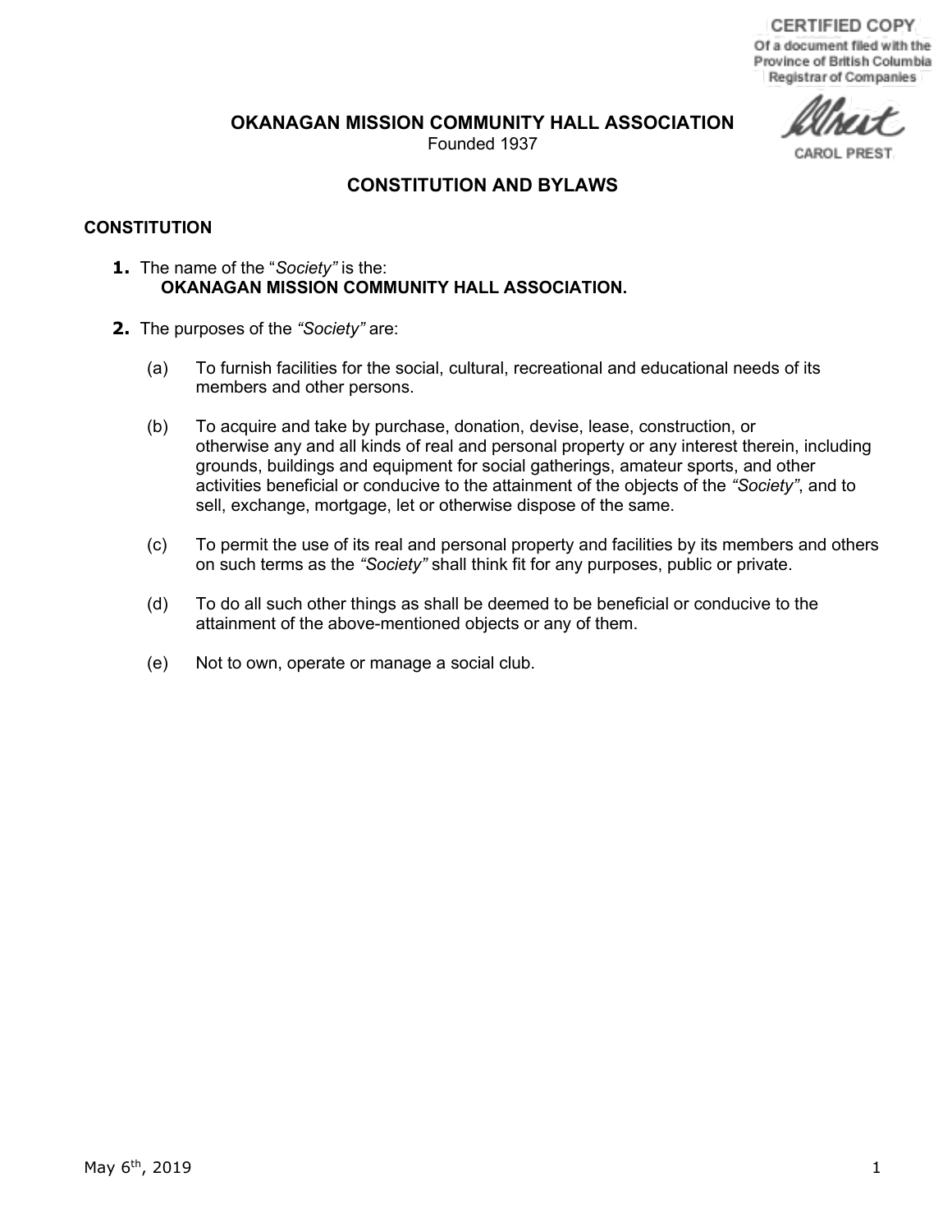CERTIFIED COPY
Of a document filed with the
Province of British Columbia
Registrar of Companies

CAROL PREST

# OKANAGAN MISSION COMMUNITY HALL ASSOCIATION

Founded 1937

## CONSTITUTION AND BYLAWS

### CONSTITUTION

**1.** The name of the "*Society*" is the:
**OKANAGAN MISSION COMMUNITY HALL ASSOCIATION.**

**2.** The purposes of the *"Society"* are:

(a) To furnish facilities for the social, cultural, recreational and educational needs of its members and other persons.

(b) To acquire and take by purchase, donation, devise, lease, construction, or otherwise any and all kinds of real and personal property or any interest therein, including grounds, buildings and equipment for social gatherings, amateur sports, and other activities beneficial or conducive to the attainment of the objects of the *"Society"*, and to sell, exchange, mortgage, let or otherwise dispose of the same.

(c) To permit the use of its real and personal property and facilities by its members and others on such terms as the *"Society"* shall think fit for any purposes, public or private.

(d) To do all such other things as shall be deemed to be beneficial or conducive to the attainment of the above-mentioned objects or any of them.

(e) Not to own, operate or manage a social club.

May 6th, 2019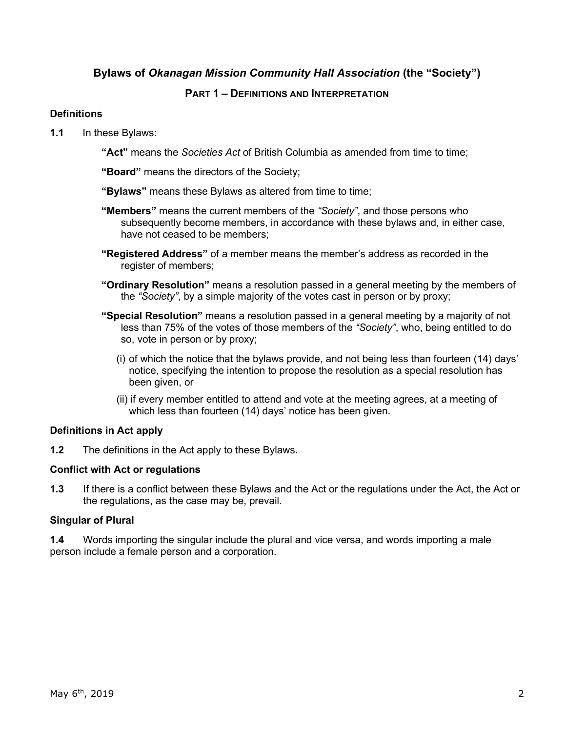## Bylaws of *Okanagan Mission Community Hall Association* (the "Society")

### PART 1 – DEFINITIONS AND INTERPRETATION

**Definitions**

**1.1** In these Bylaws:

**"Act"** means the *Societies Act* of British Columbia as amended from time to time;

**"Board"** means the directors of the Society;

**"Bylaws"** means these Bylaws as altered from time to time;

**"Members"** means the current members of the *"Society"*, and those persons who subsequently become members, in accordance with these bylaws and, in either case, have not ceased to be members;

**"Registered Address"** of a member means the member's address as recorded in the register of members;

**"Ordinary Resolution"** means a resolution passed in a general meeting by the members of the *"Society"*, by a simple majority of the votes cast in person or by proxy;

**"Special Resolution"** means a resolution passed in a general meeting by a majority of not less than 75% of the votes of those members of the *"Society"*, who, being entitled to do so, vote in person or by proxy;

(i) of which the notice that the bylaws provide, and not being less than fourteen (14) days' notice, specifying the intention to propose the resolution as a special resolution has been given, or

(ii) if every member entitled to attend and vote at the meeting agrees, at a meeting of which less than fourteen (14) days' notice has been given.

**Definitions in Act apply**

**1.2** The definitions in the Act apply to these Bylaws.

**Conflict with Act or regulations**

**1.3** If there is a conflict between these Bylaws and the Act or the regulations under the Act, the Act or the regulations, as the case may be, prevail.

**Singular of Plural**

**1.4** Words importing the singular include the plural and vice versa, and words importing a male person include a female person and a corporation.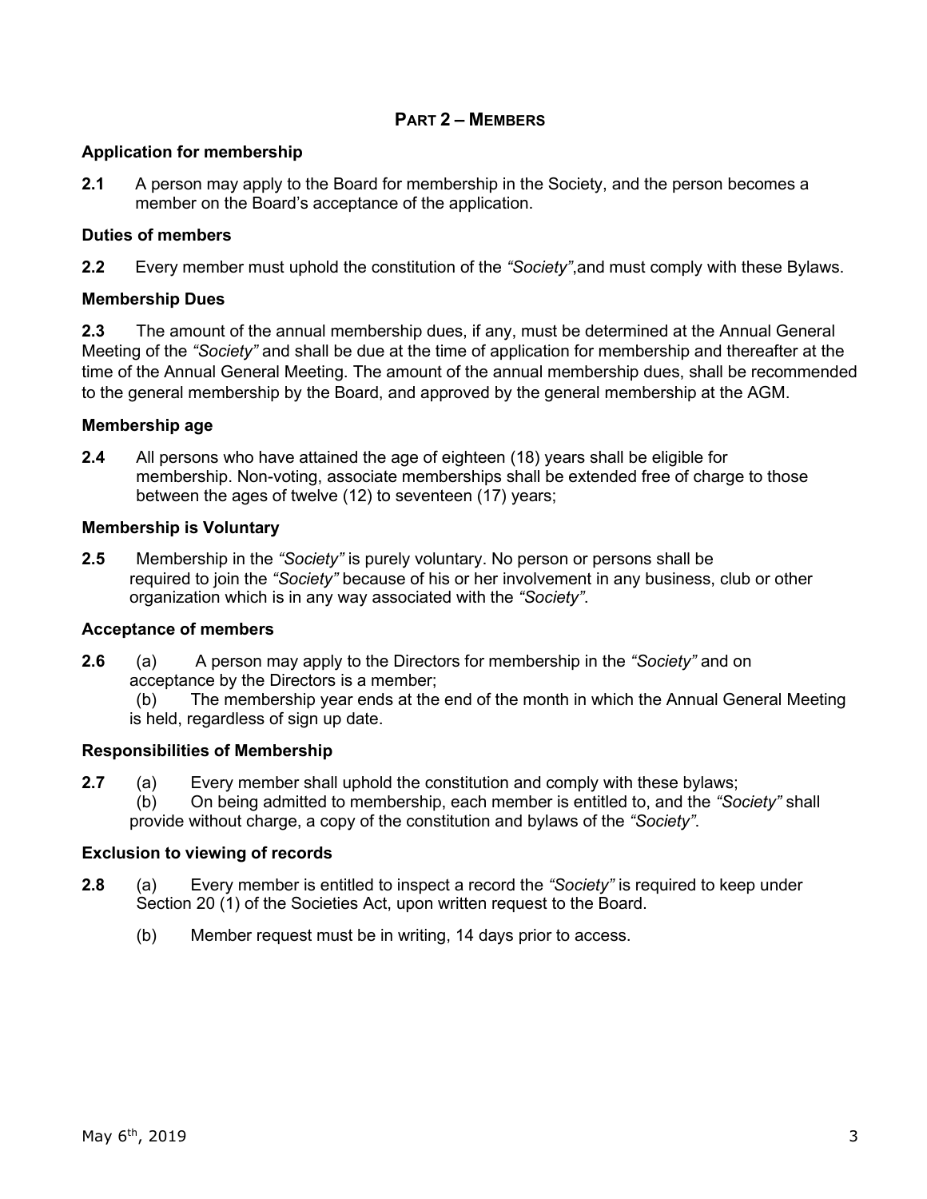## PART 2 – MEMBERS

### Application for membership

**2.1** A person may apply to the Board for membership in the Society, and the person becomes a member on the Board's acceptance of the application.

### Duties of members

**2.2** Every member must uphold the constitution of the *"Society"*,and must comply with these Bylaws.

### Membership Dues

**2.3** The amount of the annual membership dues, if any, must be determined at the Annual General Meeting of the *"Society"* and shall be due at the time of application for membership and thereafter at the time of the Annual General Meeting. The amount of the annual membership dues, shall be recommended to the general membership by the Board, and approved by the general membership at the AGM.

### Membership age

**2.4** All persons who have attained the age of eighteen (18) years shall be eligible for membership. Non-voting, associate memberships shall be extended free of charge to those between the ages of twelve (12) to seventeen (17) years;

### Membership is Voluntary

**2.5** Membership in the *"Society"* is purely voluntary. No person or persons shall be required to join the *"Society"* because of his or her involvement in any business, club or other organization which is in any way associated with the *"Society"*.

### Acceptance of members

**2.6** (a) A person may apply to the Directors for membership in the *"Society"* and on acceptance by the Directors is a member;

(b) The membership year ends at the end of the month in which the Annual General Meeting is held, regardless of sign up date.

### Responsibilities of Membership

**2.7** (a) Every member shall uphold the constitution and comply with these bylaws;

(b) On being admitted to membership, each member is entitled to, and the *"Society"* shall provide without charge, a copy of the constitution and bylaws of the *"Society"*.

### Exclusion to viewing of records

**2.8** (a) Every member is entitled to inspect a record the *"Society"* is required to keep under Section 20 (1) of the Societies Act, upon written request to the Board.

(b) Member request must be in writing, 14 days prior to access.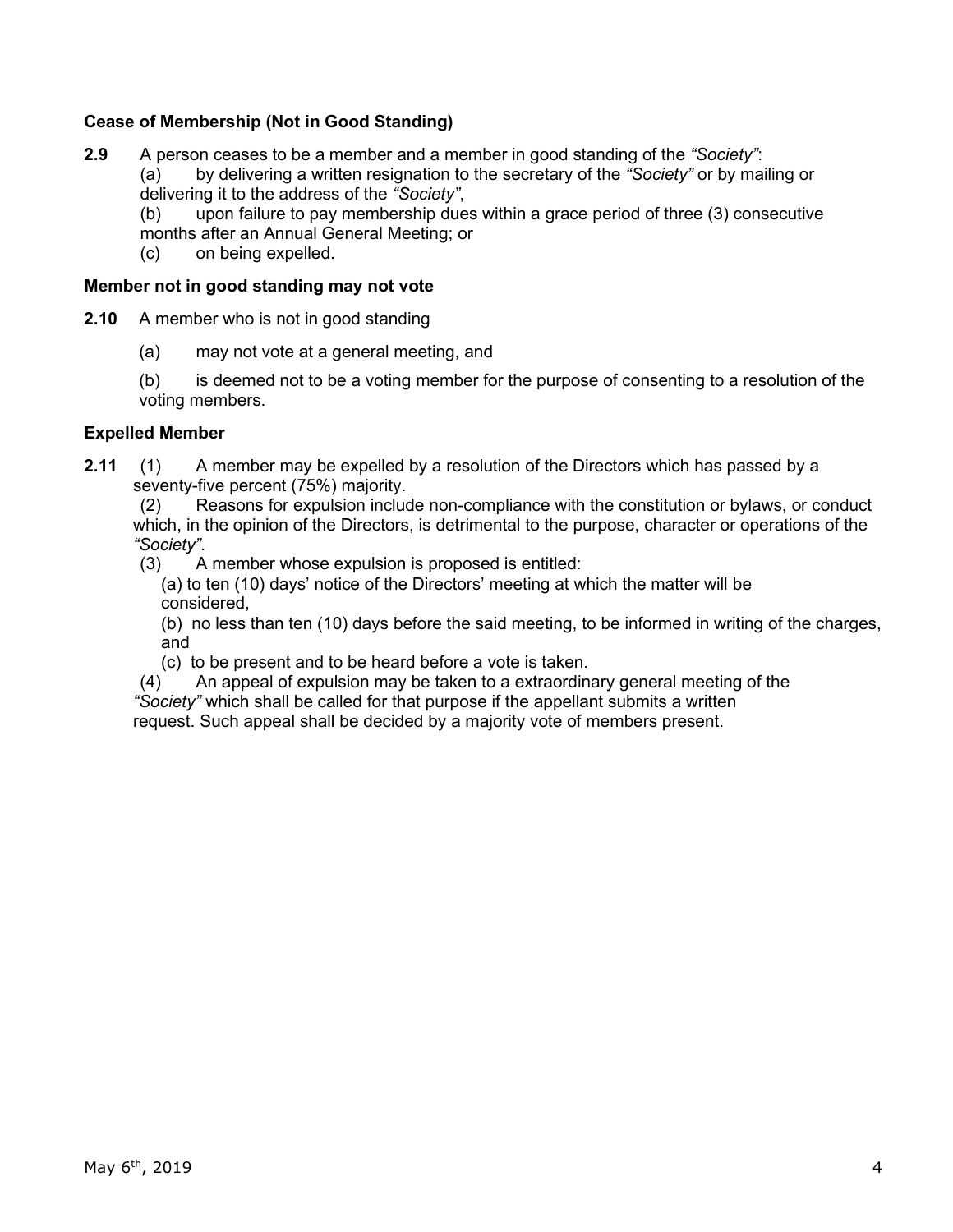**Cease of Membership (Not in Good Standing)**

**2.9** A person ceases to be a member and a member in good standing of the *"Society"*:

(a) by delivering a written resignation to the secretary of the *"Society"* or by mailing or delivering it to the address of the *"Society"*,

(b) upon failure to pay membership dues within a grace period of three (3) consecutive months after an Annual General Meeting; or

(c) on being expelled.

**Member not in good standing may not vote**

**2.10** A member who is not in good standing

(a) may not vote at a general meeting, and

(b) is deemed not to be a voting member for the purpose of consenting to a resolution of the voting members.

**Expelled Member**

**2.11** (1) A member may be expelled by a resolution of the Directors which has passed by a seventy-five percent (75%) majority.

(2) Reasons for expulsion include non-compliance with the constitution or bylaws, or conduct which, in the opinion of the Directors, is detrimental to the purpose, character or operations of the *"Society"*.

(3) A member whose expulsion is proposed is entitled:

(a) to ten (10) days' notice of the Directors' meeting at which the matter will be considered,

(b) no less than ten (10) days before the said meeting, to be informed in writing of the charges, and

(c) to be present and to be heard before a vote is taken.

(4) An appeal of expulsion may be taken to a extraordinary general meeting of the *"Society"* which shall be called for that purpose if the appellant submits a written request. Such appeal shall be decided by a majority vote of members present.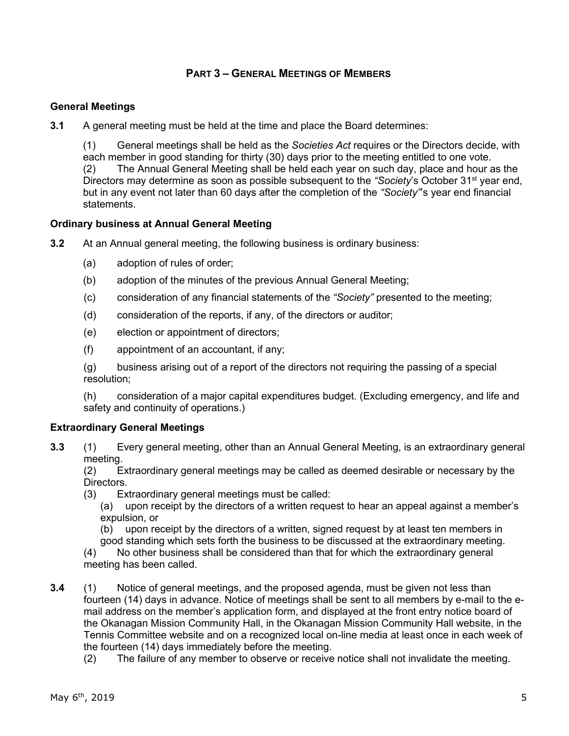## PART 3 – GENERAL MEETINGS OF MEMBERS

### General Meetings

**3.1** A general meeting must be held at the time and place the Board determines:

(1) General meetings shall be held as the *Societies Act* requires or the Directors decide, with each member in good standing for thirty (30) days prior to the meeting entitled to one vote.
(2) The Annual General Meeting shall be held each year on such day, place and hour as the Directors may determine as soon as possible subsequent to the *"Society*'s October 31st year end, but in any event not later than 60 days after the completion of the *"Society"*'s year end financial statements.

### Ordinary business at Annual General Meeting

**3.2** At an Annual general meeting, the following business is ordinary business:

(a) adoption of rules of order;

(b) adoption of the minutes of the previous Annual General Meeting;

(c) consideration of any financial statements of the *"Society"* presented to the meeting;

(d) consideration of the reports, if any, of the directors or auditor;

(e) election or appointment of directors;

(f) appointment of an accountant, if any;

(g) business arising out of a report of the directors not requiring the passing of a special resolution;

(h) consideration of a major capital expenditures budget. (Excluding emergency, and life and safety and continuity of operations.)

### Extraordinary General Meetings

**3.3** (1) Every general meeting, other than an Annual General Meeting, is an extraordinary general meeting.
(2) Extraordinary general meetings may be called as deemed desirable or necessary by the Directors.
(3) Extraordinary general meetings must be called:
(a) upon receipt by the directors of a written request to hear an appeal against a member's expulsion, or
(b) upon receipt by the directors of a written, signed request by at least ten members in good standing which sets forth the business to be discussed at the extraordinary meeting.
(4) No other business shall be considered than that for which the extraordinary general meeting has been called.

**3.4** (1) Notice of general meetings, and the proposed agenda, must be given not less than fourteen (14) days in advance. Notice of meetings shall be sent to all members by e-mail to the e-mail address on the member's application form, and displayed at the front entry notice board of the Okanagan Mission Community Hall, in the Okanagan Mission Community Hall website, in the Tennis Committee website and on a recognized local on-line media at least once in each week of the fourteen (14) days immediately before the meeting.
(2) The failure of any member to observe or receive notice shall not invalidate the meeting.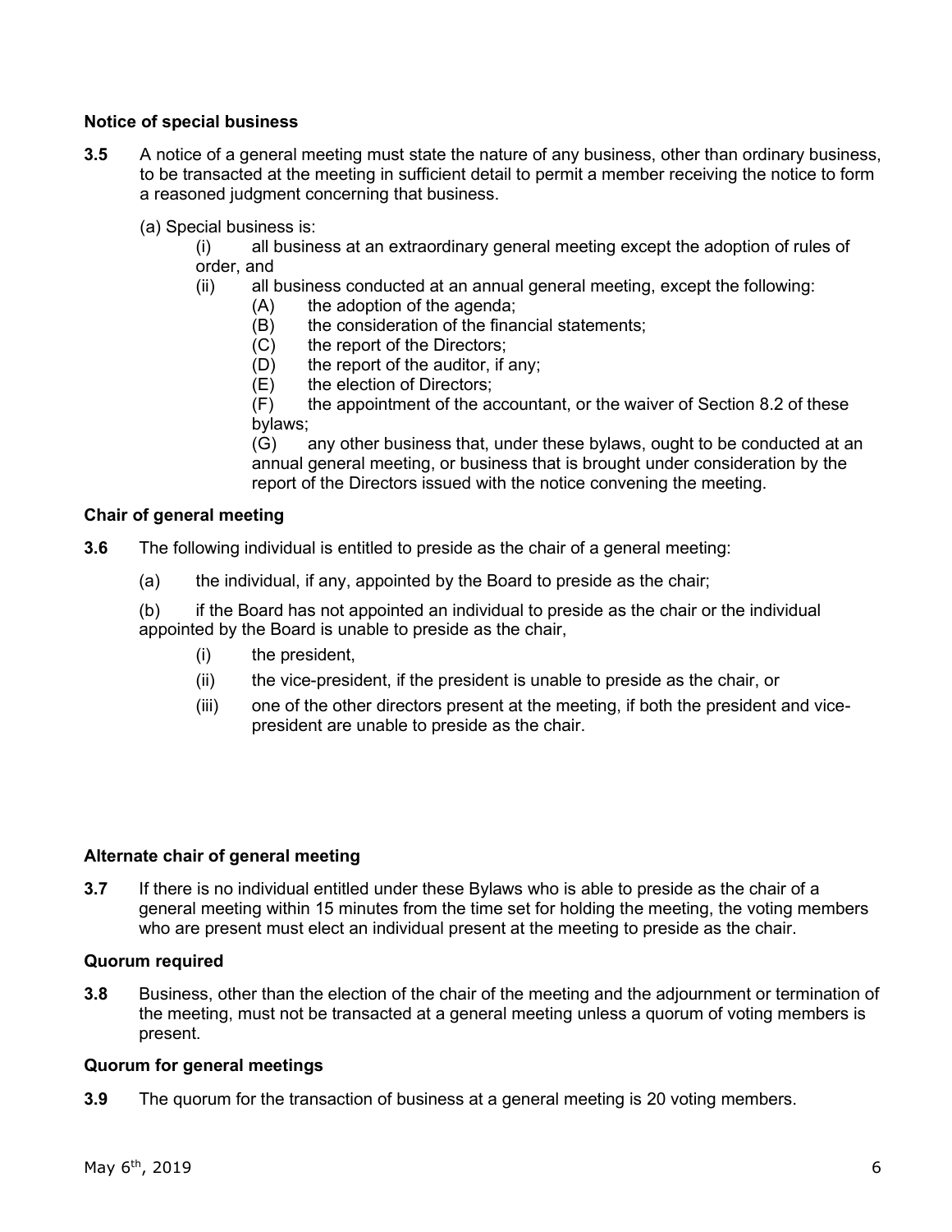### Notice of special business

**3.5** A notice of a general meeting must state the nature of any business, other than ordinary business, to be transacted at the meeting in sufficient detail to permit a member receiving the notice to form a reasoned judgment concerning that business.

(a) Special business is:

(i) all business at an extraordinary general meeting except the adoption of rules of order, and

(ii) all business conducted at an annual general meeting, except the following:

(A) the adoption of the agenda;

(B) the consideration of the financial statements;

(C) the report of the Directors;

(D) the report of the auditor, if any;

(E) the election of Directors;

(F) the appointment of the accountant, or the waiver of Section 8.2 of these bylaws;

(G) any other business that, under these bylaws, ought to be conducted at an annual general meeting, or business that is brought under consideration by the report of the Directors issued with the notice convening the meeting.

### Chair of general meeting

**3.6** The following individual is entitled to preside as the chair of a general meeting:

(a) the individual, if any, appointed by the Board to preside as the chair;

(b) if the Board has not appointed an individual to preside as the chair or the individual appointed by the Board is unable to preside as the chair,

(i) the president,

(ii) the vice-president, if the president is unable to preside as the chair, or

(iii) one of the other directors present at the meeting, if both the president and vice-president are unable to preside as the chair.

### Alternate chair of general meeting

**3.7** If there is no individual entitled under these Bylaws who is able to preside as the chair of a general meeting within 15 minutes from the time set for holding the meeting, the voting members who are present must elect an individual present at the meeting to preside as the chair.

### Quorum required

**3.8** Business, other than the election of the chair of the meeting and the adjournment or termination of the meeting, must not be transacted at a general meeting unless a quorum of voting members is present.

### Quorum for general meetings

**3.9** The quorum for the transaction of business at a general meeting is 20 voting members.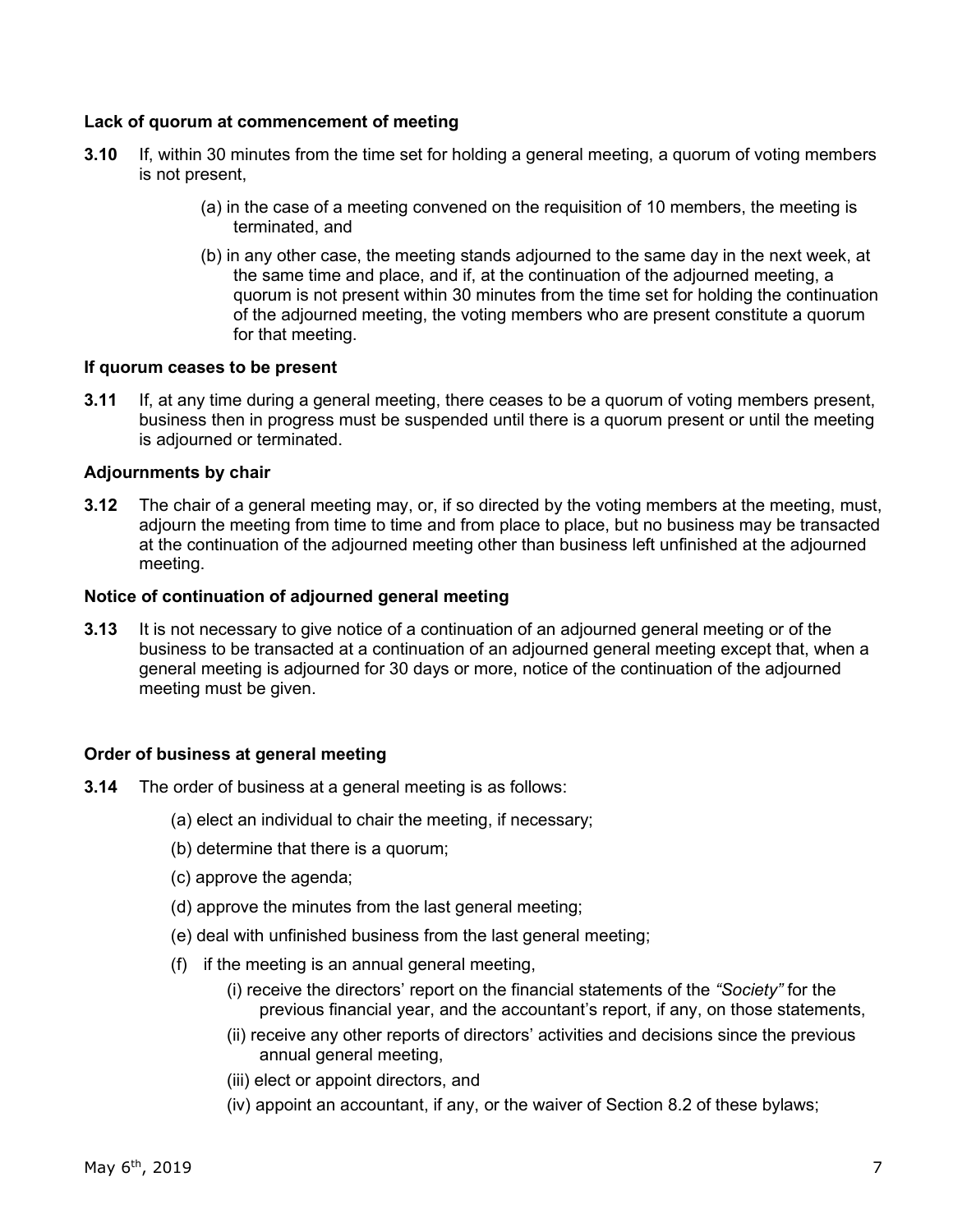**Lack of quorum at commencement of meeting**

**3.10** If, within 30 minutes from the time set for holding a general meeting, a quorum of voting members is not present,

(a) in the case of a meeting convened on the requisition of 10 members, the meeting is terminated, and

(b) in any other case, the meeting stands adjourned to the same day in the next week, at the same time and place, and if, at the continuation of the adjourned meeting, a quorum is not present within 30 minutes from the time set for holding the continuation of the adjourned meeting, the voting members who are present constitute a quorum for that meeting.

**If quorum ceases to be present**

**3.11** If, at any time during a general meeting, there ceases to be a quorum of voting members present, business then in progress must be suspended until there is a quorum present or until the meeting is adjourned or terminated.

**Adjournments by chair**

**3.12** The chair of a general meeting may, or, if so directed by the voting members at the meeting, must, adjourn the meeting from time to time and from place to place, but no business may be transacted at the continuation of the adjourned meeting other than business left unfinished at the adjourned meeting.

**Notice of continuation of adjourned general meeting**

**3.13** It is not necessary to give notice of a continuation of an adjourned general meeting or of the business to be transacted at a continuation of an adjourned general meeting except that, when a general meeting is adjourned for 30 days or more, notice of the continuation of the adjourned meeting must be given.

**Order of business at general meeting**

**3.14** The order of business at a general meeting is as follows:

(a) elect an individual to chair the meeting, if necessary;

(b) determine that there is a quorum;

(c) approve the agenda;

(d) approve the minutes from the last general meeting;

(e) deal with unfinished business from the last general meeting;

(f) if the meeting is an annual general meeting,

(i) receive the directors' report on the financial statements of the *"Society"* for the previous financial year, and the accountant's report, if any, on those statements,

(ii) receive any other reports of directors' activities and decisions since the previous annual general meeting,

(iii) elect or appoint directors, and

(iv) appoint an accountant, if any, or the waiver of Section 8.2 of these bylaws;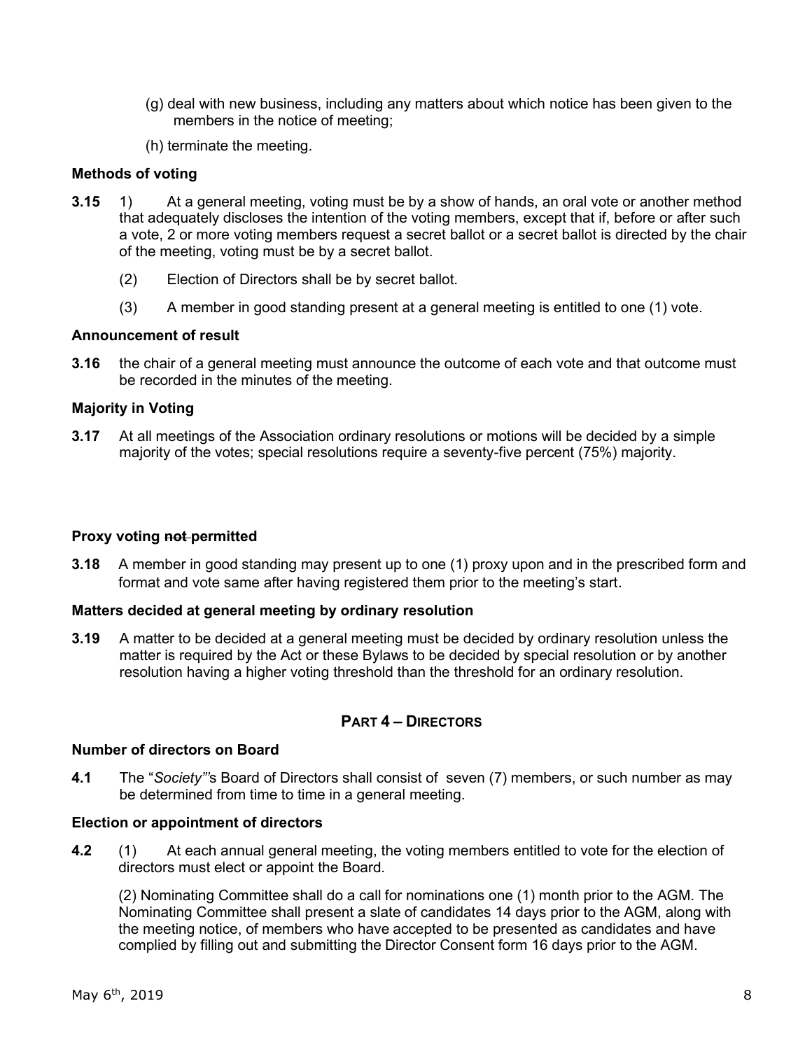(g) deal with new business, including any matters about which notice has been given to the members in the notice of meeting;

(h) terminate the meeting.

**Methods of voting**

**3.15** 1) At a general meeting, voting must be by a show of hands, an oral vote or another method that adequately discloses the intention of the voting members, except that if, before or after such a vote, 2 or more voting members request a secret ballot or a secret ballot is directed by the chair of the meeting, voting must be by a secret ballot.

(2) Election of Directors shall be by secret ballot.

(3) A member in good standing present at a general meeting is entitled to one (1) vote.

**Announcement of result**

**3.16** the chair of a general meeting must announce the outcome of each vote and that outcome must be recorded in the minutes of the meeting.

**Majority in Voting**

**3.17** At all meetings of the Association ordinary resolutions or motions will be decided by a simple majority of the votes; special resolutions require a seventy-five percent (75%) majority.

**Proxy voting ~~not~~ permitted**

**3.18** A member in good standing may present up to one (1) proxy upon and in the prescribed form and format and vote same after having registered them prior to the meeting's start.

**Matters decided at general meeting by ordinary resolution**

**3.19** A matter to be decided at a general meeting must be decided by ordinary resolution unless the matter is required by the Act or these Bylaws to be decided by special resolution or by another resolution having a higher voting threshold than the threshold for an ordinary resolution.

## PART 4 – DIRECTORS

**Number of directors on Board**

**4.1** The "*Society*"'s Board of Directors shall consist of seven (7) members, or such number as may be determined from time to time in a general meeting.

**Election or appointment of directors**

**4.2** (1) At each annual general meeting, the voting members entitled to vote for the election of directors must elect or appoint the Board.

(2) Nominating Committee shall do a call for nominations one (1) month prior to the AGM. The Nominating Committee shall present a slate of candidates 14 days prior to the AGM, along with the meeting notice, of members who have accepted to be presented as candidates and have complied by filling out and submitting the Director Consent form 16 days prior to the AGM.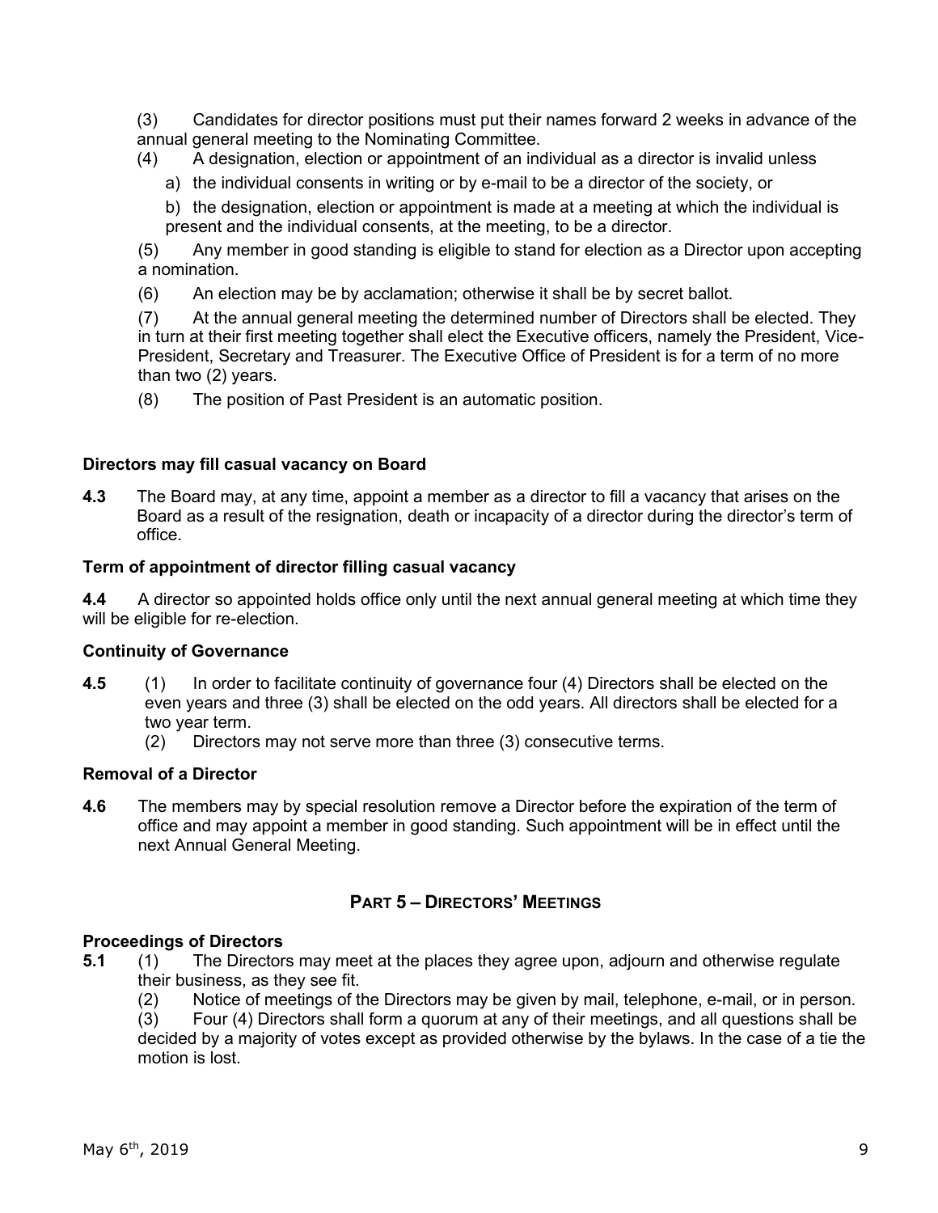(3) Candidates for director positions must put their names forward 2 weeks in advance of the annual general meeting to the Nominating Committee.

(4) A designation, election or appointment of an individual as a director is invalid unless

a) the individual consents in writing or by e-mail to be a director of the society, or

b) the designation, election or appointment is made at a meeting at which the individual is present and the individual consents, at the meeting, to be a director.

(5) Any member in good standing is eligible to stand for election as a Director upon accepting a nomination.

(6) An election may be by acclamation; otherwise it shall be by secret ballot.

(7) At the annual general meeting the determined number of Directors shall be elected. They in turn at their first meeting together shall elect the Executive officers, namely the President, Vice-President, Secretary and Treasurer. The Executive Office of President is for a term of no more than two (2) years.

(8) The position of Past President is an automatic position.

**Directors may fill casual vacancy on Board**

**4.3** The Board may, at any time, appoint a member as a director to fill a vacancy that arises on the Board as a result of the resignation, death or incapacity of a director during the director's term of office.

**Term of appointment of director filling casual vacancy**

**4.4** A director so appointed holds office only until the next annual general meeting at which time they will be eligible for re-election.

**Continuity of Governance**

**4.5** (1) In order to facilitate continuity of governance four (4) Directors shall be elected on the even years and three (3) shall be elected on the odd years. All directors shall be elected for a two year term.

(2) Directors may not serve more than three (3) consecutive terms.

**Removal of a Director**

**4.6** The members may by special resolution remove a Director before the expiration of the term of office and may appoint a member in good standing. Such appointment will be in effect until the next Annual General Meeting.

## PART 5 – DIRECTORS' MEETINGS

**Proceedings of Directors**

**5.1** (1) The Directors may meet at the places they agree upon, adjourn and otherwise regulate their business, as they see fit.

(2) Notice of meetings of the Directors may be given by mail, telephone, e-mail, or in person.

(3) Four (4) Directors shall form a quorum at any of their meetings, and all questions shall be decided by a majority of votes except as provided otherwise by the bylaws. In the case of a tie the motion is lost.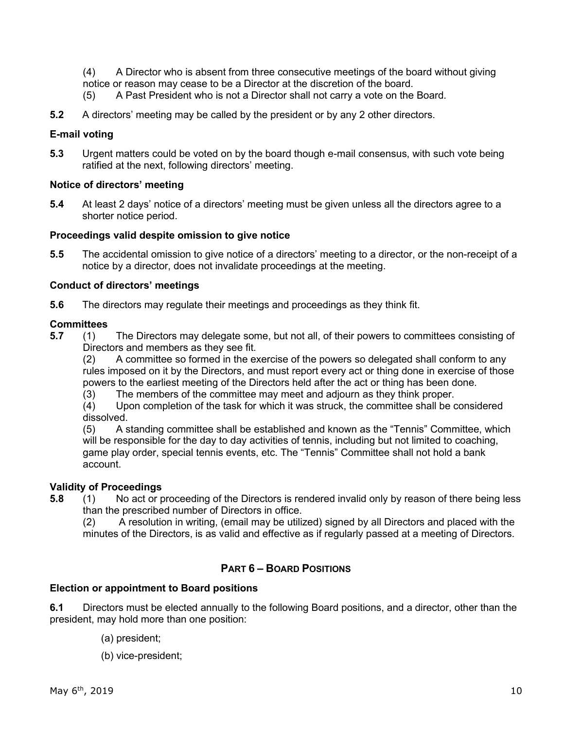(4) A Director who is absent from three consecutive meetings of the board without giving notice or reason may cease to be a Director at the discretion of the board.

(5) A Past President who is not a Director shall not carry a vote on the Board.

**5.2** A directors' meeting may be called by the president or by any 2 other directors.

**E-mail voting**

**5.3** Urgent matters could be voted on by the board though e-mail consensus, with such vote being ratified at the next, following directors' meeting.

**Notice of directors' meeting**

**5.4** At least 2 days' notice of a directors' meeting must be given unless all the directors agree to a shorter notice period.

**Proceedings valid despite omission to give notice**

**5.5** The accidental omission to give notice of a directors' meeting to a director, or the non-receipt of a notice by a director, does not invalidate proceedings at the meeting.

**Conduct of directors' meetings**

**5.6** The directors may regulate their meetings and proceedings as they think fit.

**Committees**

**5.7** (1) The Directors may delegate some, but not all, of their powers to committees consisting of Directors and members as they see fit.

(2) A committee so formed in the exercise of the powers so delegated shall conform to any rules imposed on it by the Directors, and must report every act or thing done in exercise of those powers to the earliest meeting of the Directors held after the act or thing has been done.

(3) The members of the committee may meet and adjourn as they think proper.

(4) Upon completion of the task for which it was struck, the committee shall be considered dissolved.

(5) A standing committee shall be established and known as the "Tennis" Committee, which will be responsible for the day to day activities of tennis, including but not limited to coaching, game play order, special tennis events, etc. The "Tennis" Committee shall not hold a bank account.

**Validity of Proceedings**

**5.8** (1) No act or proceeding of the Directors is rendered invalid only by reason of there being less than the prescribed number of Directors in office.

(2) A resolution in writing, (email may be utilized) signed by all Directors and placed with the minutes of the Directors, is as valid and effective as if regularly passed at a meeting of Directors.

## PART 6 – BOARD POSITIONS

**Election or appointment to Board positions**

**6.1** Directors must be elected annually to the following Board positions, and a director, other than the president, may hold more than one position:

(a) president;

(b) vice-president;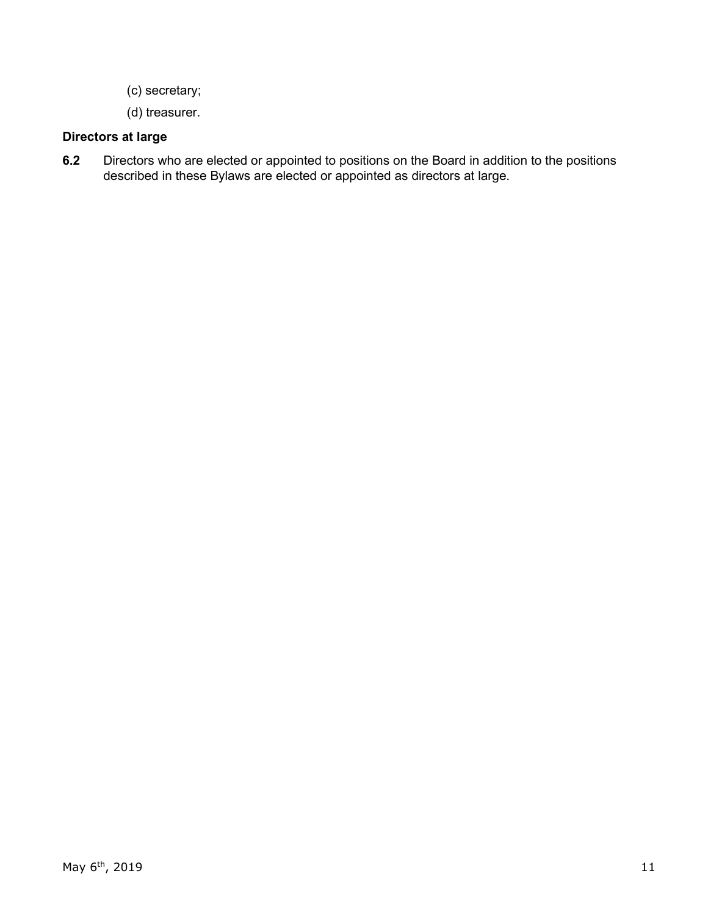(c) secretary;

(d) treasurer.

**Directors at large**

**6.2** Directors who are elected or appointed to positions on the Board in addition to the positions described in these Bylaws are elected or appointed as directors at large.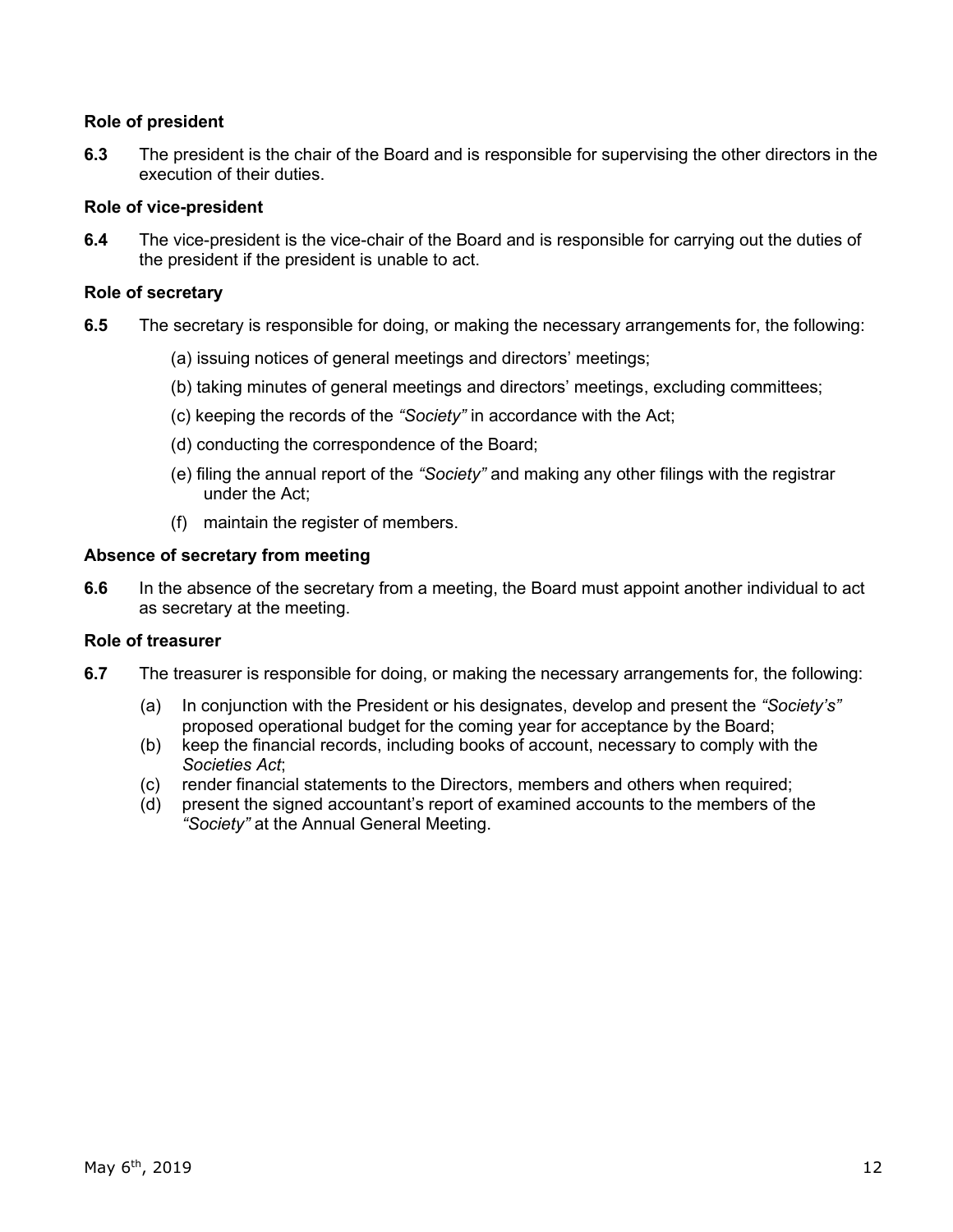### Role of president

**6.3** The president is the chair of the Board and is responsible for supervising the other directors in the execution of their duties.

### Role of vice-president

**6.4** The vice-president is the vice-chair of the Board and is responsible for carrying out the duties of the president if the president is unable to act.

### Role of secretary

**6.5** The secretary is responsible for doing, or making the necessary arrangements for, the following:

(a) issuing notices of general meetings and directors' meetings;

(b) taking minutes of general meetings and directors' meetings, excluding committees;

(c) keeping the records of the *"Society"* in accordance with the Act;

(d) conducting the correspondence of the Board;

(e) filing the annual report of the *"Society"* and making any other filings with the registrar under the Act;

(f) maintain the register of members.

### Absence of secretary from meeting

**6.6** In the absence of the secretary from a meeting, the Board must appoint another individual to act as secretary at the meeting.

### Role of treasurer

**6.7** The treasurer is responsible for doing, or making the necessary arrangements for, the following:

(a) In conjunction with the President or his designates, develop and present the *"Society's"* proposed operational budget for the coming year for acceptance by the Board;

(b) keep the financial records, including books of account, necessary to comply with the *Societies Act*;

(c) render financial statements to the Directors, members and others when required;

(d) present the signed accountant's report of examined accounts to the members of the *"Society"* at the Annual General Meeting.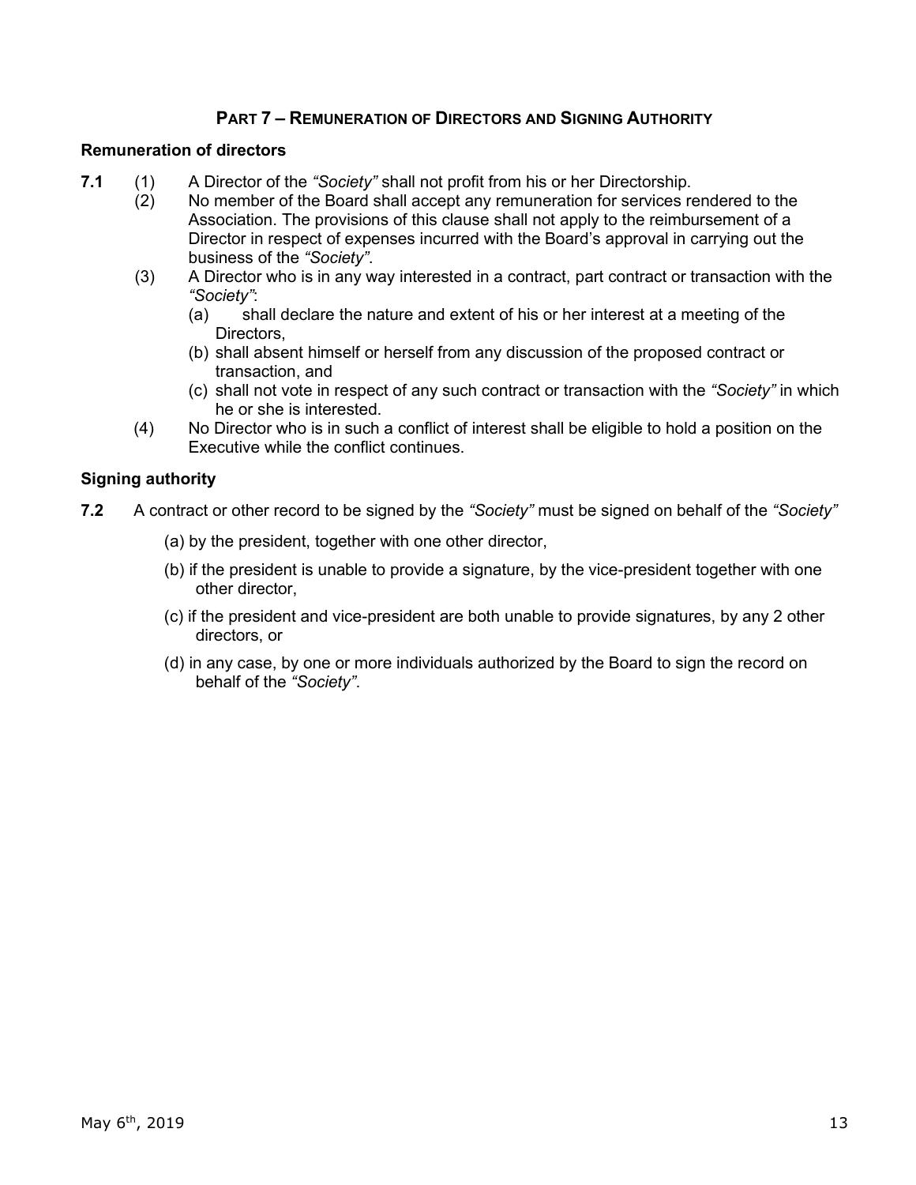## PART 7 – REMUNERATION OF DIRECTORS AND SIGNING AUTHORITY

### Remuneration of directors

**7.1** (1) A Director of the *"Society"* shall not profit from his or her Directorship.

(2) No member of the Board shall accept any remuneration for services rendered to the Association. The provisions of this clause shall not apply to the reimbursement of a Director in respect of expenses incurred with the Board's approval in carrying out the business of the *"Society"*.

(3) A Director who is in any way interested in a contract, part contract or transaction with the *"Society"*:

- (a) shall declare the nature and extent of his or her interest at a meeting of the Directors,
- (b) shall absent himself or herself from any discussion of the proposed contract or transaction, and
- (c) shall not vote in respect of any such contract or transaction with the *"Society"* in which he or she is interested.

(4) No Director who is in such a conflict of interest shall be eligible to hold a position on the Executive while the conflict continues.

### Signing authority

**7.2** A contract or other record to be signed by the *"Society"* must be signed on behalf of the *"Society"*

- (a) by the president, together with one other director,
- (b) if the president is unable to provide a signature, by the vice-president together with one other director,
- (c) if the president and vice-president are both unable to provide signatures, by any 2 other directors, or
- (d) in any case, by one or more individuals authorized by the Board to sign the record on behalf of the *"Society"*.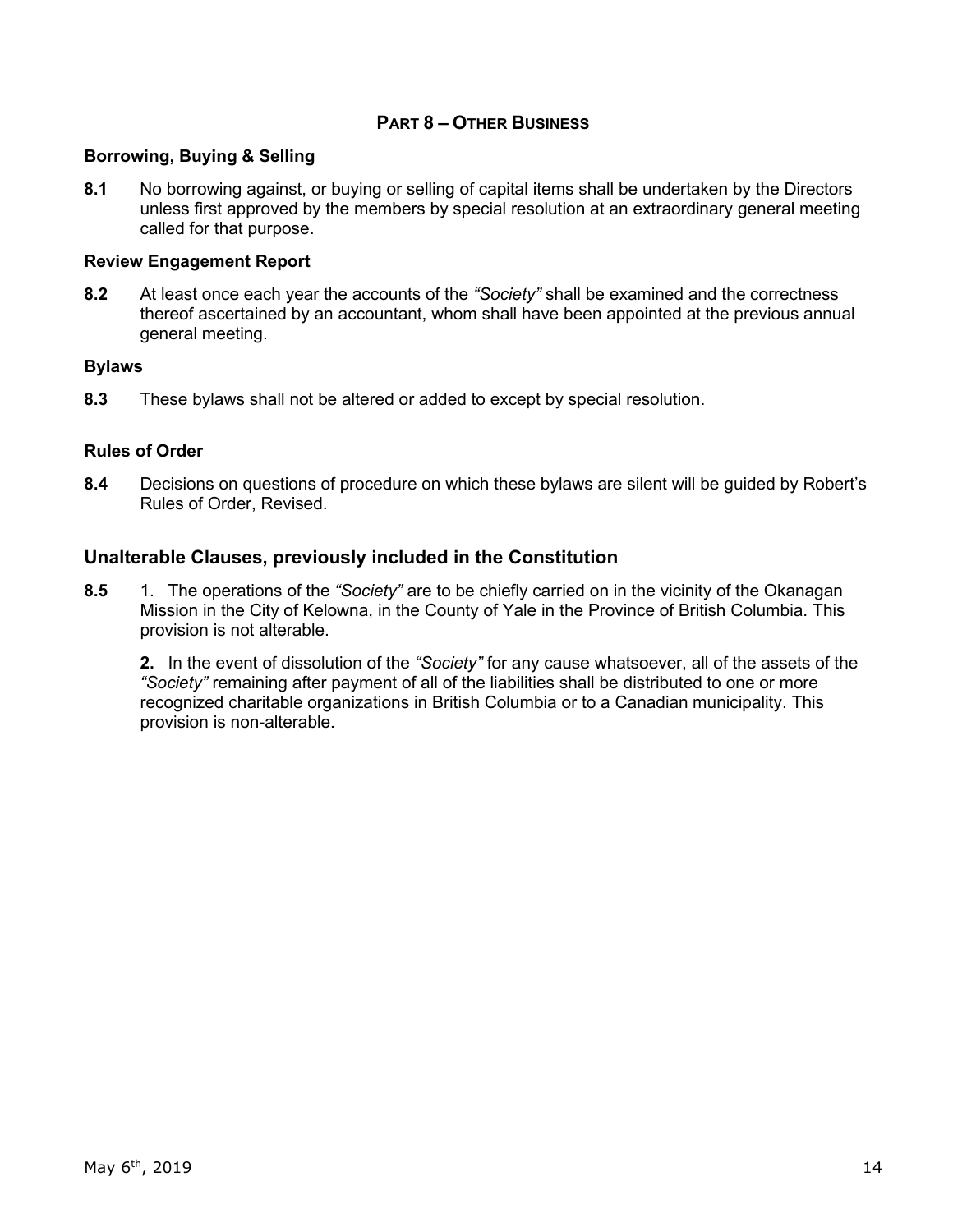## PART 8 – OTHER BUSINESS

### Borrowing, Buying & Selling

**8.1** No borrowing against, or buying or selling of capital items shall be undertaken by the Directors unless first approved by the members by special resolution at an extraordinary general meeting called for that purpose.

### Review Engagement Report

**8.2** At least once each year the accounts of the *"Society"* shall be examined and the correctness thereof ascertained by an accountant, whom shall have been appointed at the previous annual general meeting.

### Bylaws

**8.3** These bylaws shall not be altered or added to except by special resolution.

### Rules of Order

**8.4** Decisions on questions of procedure on which these bylaws are silent will be guided by Robert's Rules of Order, Revised.

## Unalterable Clauses, previously included in the Constitution

**8.5** 1. The operations of the *"Society"* are to be chiefly carried on in the vicinity of the Okanagan Mission in the City of Kelowna, in the County of Yale in the Province of British Columbia. This provision is not alterable.

**2.** In the event of dissolution of the *"Society"* for any cause whatsoever, all of the assets of the *"Society"* remaining after payment of all of the liabilities shall be distributed to one or more recognized charitable organizations in British Columbia or to a Canadian municipality. This provision is non-alterable.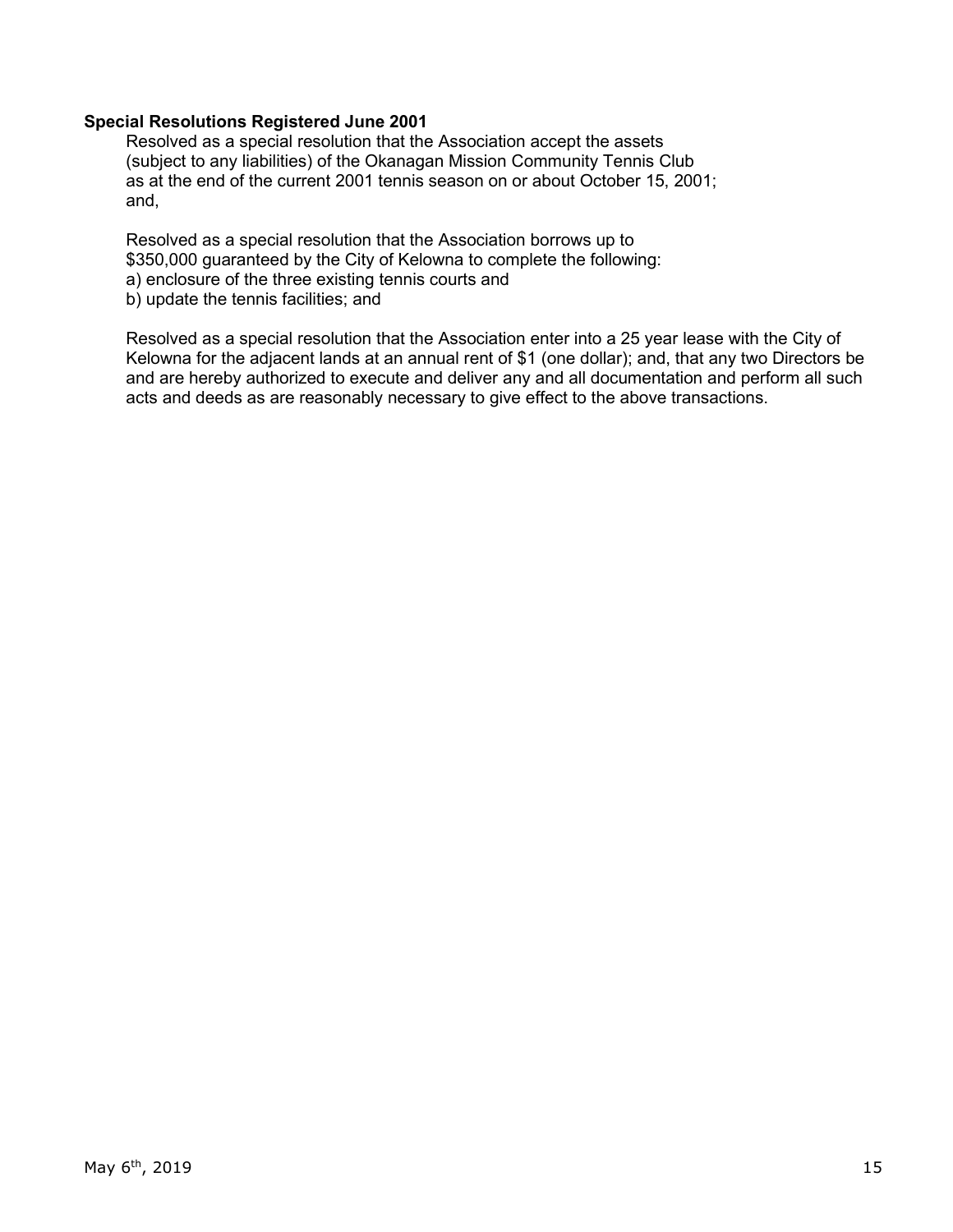**Special Resolutions Registered June 2001**

Resolved as a special resolution that the Association accept the assets (subject to any liabilities) of the Okanagan Mission Community Tennis Club as at the end of the current 2001 tennis season on or about October 15, 2001; and,

Resolved as a special resolution that the Association borrows up to $350,000 guaranteed by the City of Kelowna to complete the following:
a) enclosure of the three existing tennis courts and
b) update the tennis facilities; and

Resolved as a special resolution that the Association enter into a 25 year lease with the City of Kelowna for the adjacent lands at an annual rent of $1 (one dollar); and, that any two Directors be and are hereby authorized to execute and deliver any and all documentation and perform all such acts and deeds as are reasonably necessary to give effect to the above transactions.